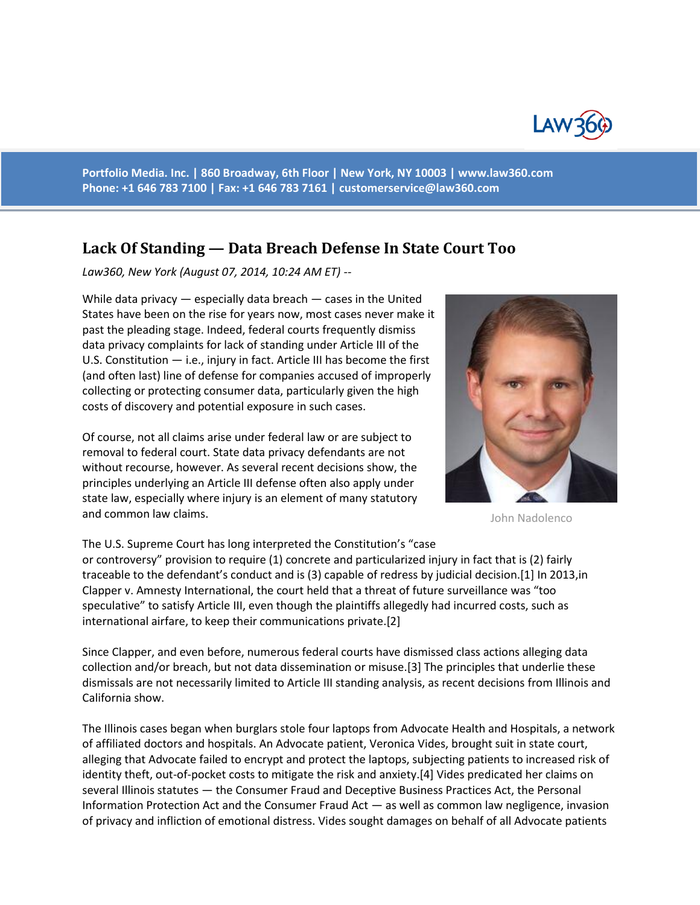Portfolio Media. Inc. | 860 Broadway, 6th Floor | New York, NY 10003 | www.law360.com
Phone: +1 646 783 7100 | Fax: +1 646 783 7161 | customerservice@law360.com

# Lack Of Standing — Data Breach Defense In State Court Too

*Law360, New York (August 07, 2014, 10:24 AM ET) --*

John Nadolenco

While data privacy — especially data breach — cases in the United States have been on the rise for years now, most cases never make it past the pleading stage. Indeed, federal courts frequently dismiss data privacy complaints for lack of standing under Article III of the U.S. Constitution — i.e., injury in fact. Article III has become the first (and often last) line of defense for companies accused of improperly collecting or protecting consumer data, particularly given the high costs of discovery and potential exposure in such cases.

Of course, not all claims arise under federal law or are subject to removal to federal court. State data privacy defendants are not without recourse, however. As several recent decisions show, the principles underlying an Article III defense often also apply under state law, especially where injury is an element of many statutory and common law claims.

The U.S. Supreme Court has long interpreted the Constitution's "case or controversy" provision to require (1) concrete and particularized injury in fact that is (2) fairly traceable to the defendant's conduct and is (3) capable of redress by judicial decision.[1] In 2013,in Clapper v. Amnesty International, the court held that a threat of future surveillance was "too speculative" to satisfy Article III, even though the plaintiffs allegedly had incurred costs, such as international airfare, to keep their communications private.[2]

Since Clapper, and even before, numerous federal courts have dismissed class actions alleging data collection and/or breach, but not data dissemination or misuse.[3] The principles that underlie these dismissals are not necessarily limited to Article III standing analysis, as recent decisions from Illinois and California show.

The Illinois cases began when burglars stole four laptops from Advocate Health and Hospitals, a network of affiliated doctors and hospitals. An Advocate patient, Veronica Vides, brought suit in state court, alleging that Advocate failed to encrypt and protect the laptops, subjecting patients to increased risk of identity theft, out-of-pocket costs to mitigate the risk and anxiety.[4] Vides predicated her claims on several Illinois statutes — the Consumer Fraud and Deceptive Business Practices Act, the Personal Information Protection Act and the Consumer Fraud Act — as well as common law negligence, invasion of privacy and infliction of emotional distress. Vides sought damages on behalf of all Advocate patients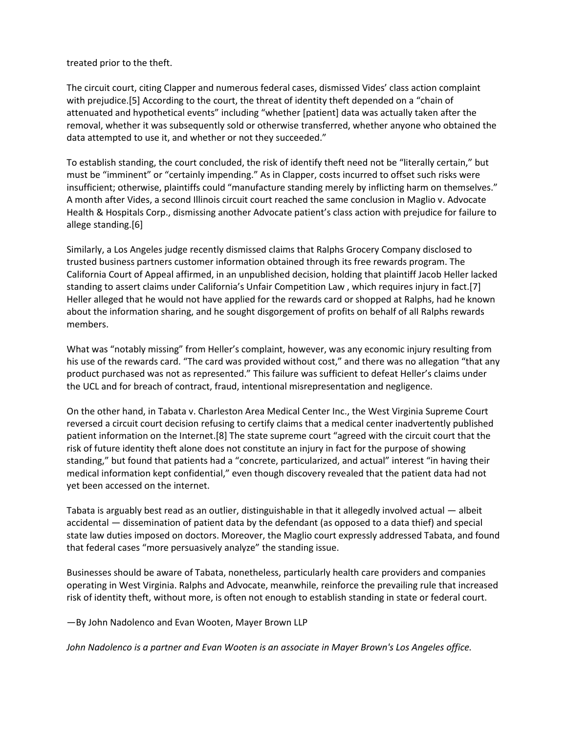treated prior to the theft.

The circuit court, citing Clapper and numerous federal cases, dismissed Vides' class action complaint with prejudice.[5] According to the court, the threat of identity theft depended on a "chain of attenuated and hypothetical events" including "whether [patient] data was actually taken after the removal, whether it was subsequently sold or otherwise transferred, whether anyone who obtained the data attempted to use it, and whether or not they succeeded."

To establish standing, the court concluded, the risk of identify theft need not be "literally certain," but must be "imminent" or "certainly impending." As in Clapper, costs incurred to offset such risks were insufficient; otherwise, plaintiffs could "manufacture standing merely by inflicting harm on themselves." A month after Vides, a second Illinois circuit court reached the same conclusion in Maglio v. Advocate Health & Hospitals Corp., dismissing another Advocate patient's class action with prejudice for failure to allege standing.[6]

Similarly, a Los Angeles judge recently dismissed claims that Ralphs Grocery Company disclosed to trusted business partners customer information obtained through its free rewards program. The California Court of Appeal affirmed, in an unpublished decision, holding that plaintiff Jacob Heller lacked standing to assert claims under California's Unfair Competition Law , which requires injury in fact.[7] Heller alleged that he would not have applied for the rewards card or shopped at Ralphs, had he known about the information sharing, and he sought disgorgement of profits on behalf of all Ralphs rewards members.

What was "notably missing" from Heller's complaint, however, was any economic injury resulting from his use of the rewards card. "The card was provided without cost," and there was no allegation "that any product purchased was not as represented." This failure was sufficient to defeat Heller's claims under the UCL and for breach of contract, fraud, intentional misrepresentation and negligence.

On the other hand, in Tabata v. Charleston Area Medical Center Inc., the West Virginia Supreme Court reversed a circuit court decision refusing to certify claims that a medical center inadvertently published patient information on the Internet.[8] The state supreme court "agreed with the circuit court that the risk of future identity theft alone does not constitute an injury in fact for the purpose of showing standing," but found that patients had a "concrete, particularized, and actual" interest "in having their medical information kept confidential," even though discovery revealed that the patient data had not yet been accessed on the internet.

Tabata is arguably best read as an outlier, distinguishable in that it allegedly involved actual — albeit accidental — dissemination of patient data by the defendant (as opposed to a data thief) and special state law duties imposed on doctors. Moreover, the Maglio court expressly addressed Tabata, and found that federal cases "more persuasively analyze" the standing issue.

Businesses should be aware of Tabata, nonetheless, particularly health care providers and companies operating in West Virginia. Ralphs and Advocate, meanwhile, reinforce the prevailing rule that increased risk of identity theft, without more, is often not enough to establish standing in state or federal court.

—By John Nadolenco and Evan Wooten, Mayer Brown LLP

*John Nadolenco is a partner and Evan Wooten is an associate in Mayer Brown's Los Angeles office.*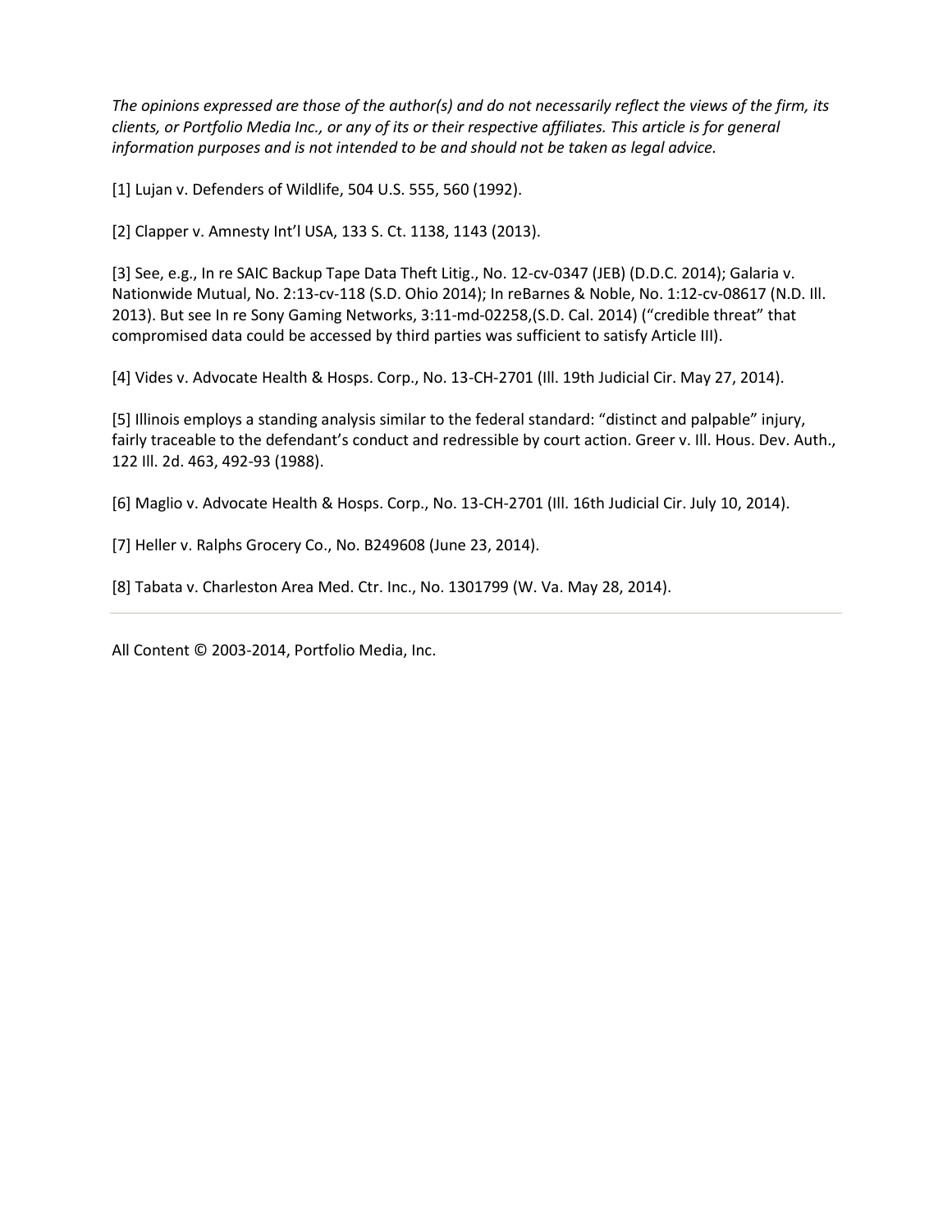*The opinions expressed are those of the author(s) and do not necessarily reflect the views of the firm, its clients, or Portfolio Media Inc., or any of its or their respective affiliates. This article is for general information purposes and is not intended to be and should not be taken as legal advice.*

[1] Lujan v. Defenders of Wildlife, 504 U.S. 555, 560 (1992).

[2] Clapper v. Amnesty Int'l USA, 133 S. Ct. 1138, 1143 (2013).

[3] See, e.g., In re SAIC Backup Tape Data Theft Litig., No. 12-cv-0347 (JEB) (D.D.C. 2014); Galaria v. Nationwide Mutual, No. 2:13-cv-118 (S.D. Ohio 2014); In reBarnes & Noble, No. 1:12-cv-08617 (N.D. Ill. 2013). But see In re Sony Gaming Networks, 3:11-md-02258,(S.D. Cal. 2014) ("credible threat" that compromised data could be accessed by third parties was sufficient to satisfy Article III).

[4] Vides v. Advocate Health & Hosps. Corp., No. 13-CH-2701 (Ill. 19th Judicial Cir. May 27, 2014).

[5] Illinois employs a standing analysis similar to the federal standard: "distinct and palpable" injury, fairly traceable to the defendant's conduct and redressible by court action. Greer v. Ill. Hous. Dev. Auth., 122 Ill. 2d. 463, 492-93 (1988).

[6] Maglio v. Advocate Health & Hosps. Corp., No. 13-CH-2701 (Ill. 16th Judicial Cir. July 10, 2014).

[7] Heller v. Ralphs Grocery Co., No. B249608 (June 23, 2014).

[8] Tabata v. Charleston Area Med. Ctr. Inc., No. 1301799 (W. Va. May 28, 2014).

---

All Content © 2003-2014, Portfolio Media, Inc.